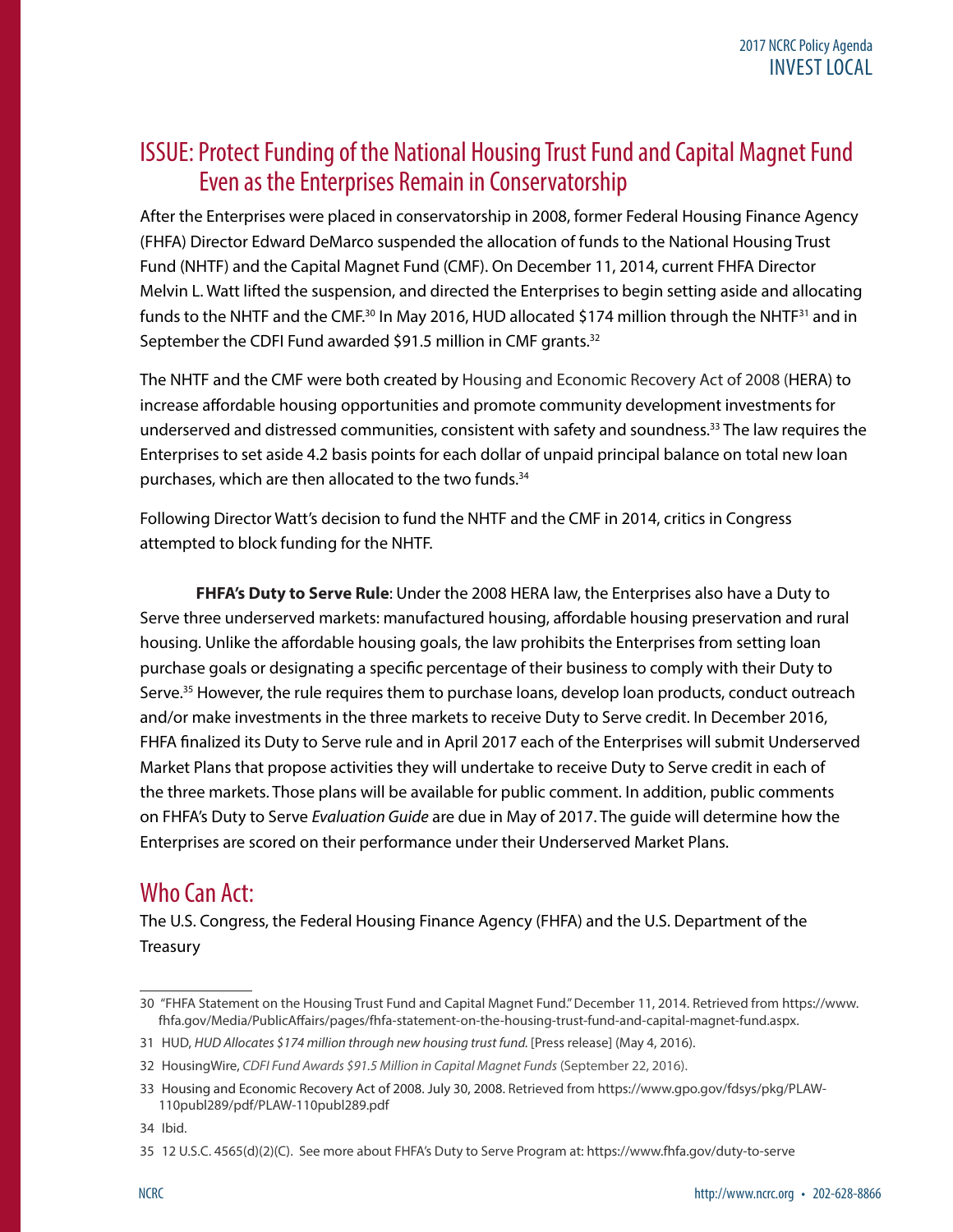## ISSUE: Protect Funding of the National Housing Trust Fund and Capital Magnet Fund Even as the Enterprises Remain in Conservatorship

After the Enterprises were placed in conservatorship in 2008, former Federal Housing Finance Agency (FHFA) Director Edward DeMarco suspended the allocation of funds to the National Housing Trust Fund (NHTF) and the Capital Magnet Fund (CMF). On December 11, 2014, current FHFA Director Melvin L. Watt lifted the suspension, and directed the Enterprises to begin setting aside and allocating funds to the NHTF and the CMF.[30] In May 2016, HUD allocated $174 million through the NHTF[31] and in September the CDFI Fund awarded $91.5 million in CMF grants.[32]

The NHTF and the CMF were both created by Housing and Economic Recovery Act of 2008 (HERA) to increase affordable housing opportunities and promote community development investments for underserved and distressed communities, consistent with safety and soundness.[33] The law requires the Enterprises to set aside 4.2 basis points for each dollar of unpaid principal balance on total new loan purchases, which are then allocated to the two funds.[34]

Following Director Watt's decision to fund the NHTF and the CMF in 2014, critics in Congress attempted to block funding for the NHTF.

**FHFA's Duty to Serve Rule**: Under the 2008 HERA law, the Enterprises also have a Duty to Serve three underserved markets: manufactured housing, affordable housing preservation and rural housing. Unlike the affordable housing goals, the law prohibits the Enterprises from setting loan purchase goals or designating a specific percentage of their business to comply with their Duty to Serve.[35] However, the rule requires them to purchase loans, develop loan products, conduct outreach and/or make investments in the three markets to receive Duty to Serve credit. In December 2016, FHFA finalized its Duty to Serve rule and in April 2017 each of the Enterprises will submit Underserved Market Plans that propose activities they will undertake to receive Duty to Serve credit in each of the three markets. Those plans will be available for public comment. In addition, public comments on FHFA's Duty to Serve *Evaluation Guide* are due in May of 2017. The guide will determine how the Enterprises are scored on their performance under their Underserved Market Plans.

## Who Can Act:

The U.S. Congress, the Federal Housing Finance Agency (FHFA) and the U.S. Department of the Treasury

---

30 "FHFA Statement on the Housing Trust Fund and Capital Magnet Fund." December 11, 2014. Retrieved from https://www.fhfa.gov/Media/PublicAffairs/pages/fhfa-statement-on-the-housing-trust-fund-and-capital-magnet-fund.aspx.

31 HUD, *HUD Allocates $174 million through new housing trust fund.* [Press release] (May 4, 2016).

32 HousingWire, *CDFI Fund Awards $91.5 Million in Capital Magnet Funds* (September 22, 2016).

33 Housing and Economic Recovery Act of 2008. July 30, 2008. Retrieved from https://www.gpo.gov/fdsys/pkg/PLAW-110publ289/pdf/PLAW-110publ289.pdf

34 Ibid.

35 12 U.S.C. 4565(d)(2)(C). See more about FHFA's Duty to Serve Program at: https://www.fhfa.gov/duty-to-serve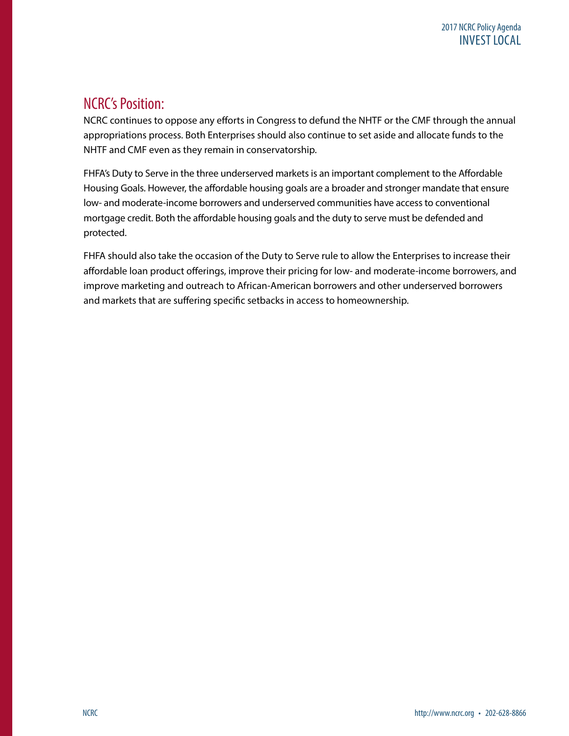## NCRC's Position:

NCRC continues to oppose any efforts in Congress to defund the NHTF or the CMF through the annual appropriations process. Both Enterprises should also continue to set aside and allocate funds to the NHTF and CMF even as they remain in conservatorship.

FHFA's Duty to Serve in the three underserved markets is an important complement to the Affordable Housing Goals. However, the affordable housing goals are a broader and stronger mandate that ensure low- and moderate-income borrowers and underserved communities have access to conventional mortgage credit. Both the affordable housing goals and the duty to serve must be defended and protected.

FHFA should also take the occasion of the Duty to Serve rule to allow the Enterprises to increase their affordable loan product offerings, improve their pricing for low- and moderate-income borrowers, and improve marketing and outreach to African-American borrowers and other underserved borrowers and markets that are suffering specific setbacks in access to homeownership.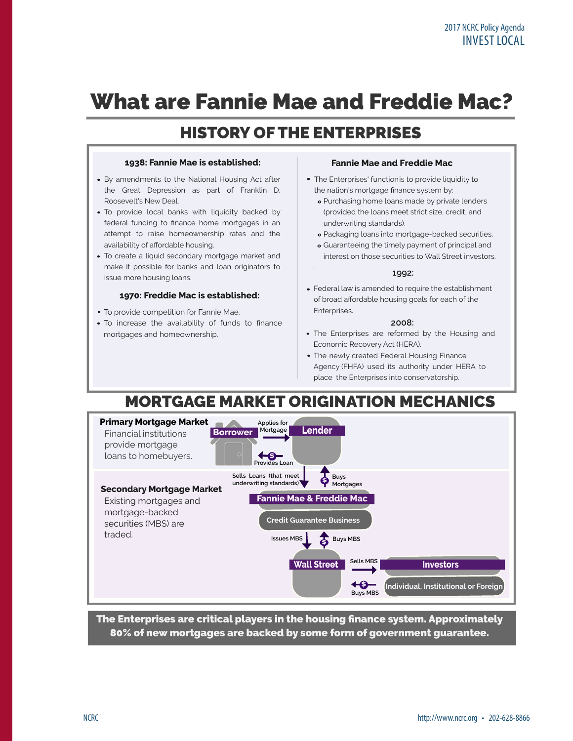# What are Fannie Mae and Freddie Mac?

## HISTORY OF THE ENTERPRISES

### 1938: Fannie Mae is established:

- By amendments to the National Housing Act after the Great Depression as part of Franklin D. Roosevelt's New Deal.
- To provide local banks with liquidity backed by federal funding to finance home mortgages in an attempt to raise homeownership rates and the availability of affordable housing.
- To create a liquid secondary mortgage market and make it possible for banks and loan originators to issue more housing loans.

### 1970: Freddie Mac is established:

- To provide competition for Fannie Mae.
- To increase the availability of funds to finance mortgages and homeownership.

### Fannie Mae and Freddie Mac

- The Enterprises' functionis to provide liquidity to the nation's mortgage finance system by:
  - Purchasing home loans made by private lenders (provided the loans meet strict size, credit, and underwriting standards).
  - Packaging loans into mortgage-backed securities.
  - Guaranteeing the timely payment of principal and interest on those securities to Wall Street investors.

### 1992:

- Federal law is amended to require the establishment of broad affordable housing goals for each of the Enterprises.

### 2008:

- The Enterprises are reformed by the Housing and Economic Recovery Act (HERA).
- The newly created Federal Housing Finance Agency (FHFA) used its authority under HERA to place the Enterprises into conservatorship.

## MORTGAGE MARKET ORIGINATION MECHANICS

**Primary Mortgage Market**
Financial institutions provide mortgage loans to homebuyers.

Borrower
Applies for Mortgage
Lender
Provides Loan

**Secondary Mortgage Market**
Existing mortgages and mortgage-backed securities (MBS) are traded.

Sells Loans (that meet underwriting standards)
Buys Mortgages
Fannie Mae & Freddie Mac
Credit Guarantee Business
Issues MBS
Buys MBS
Wall Street
Sells MBS
Buys MBS
Investors
Individual, Institutional or Foreign

**The Enterprises are critical players in the housing finance system. Approximately 80% of new mortgages are backed by some form of government guarantee.**